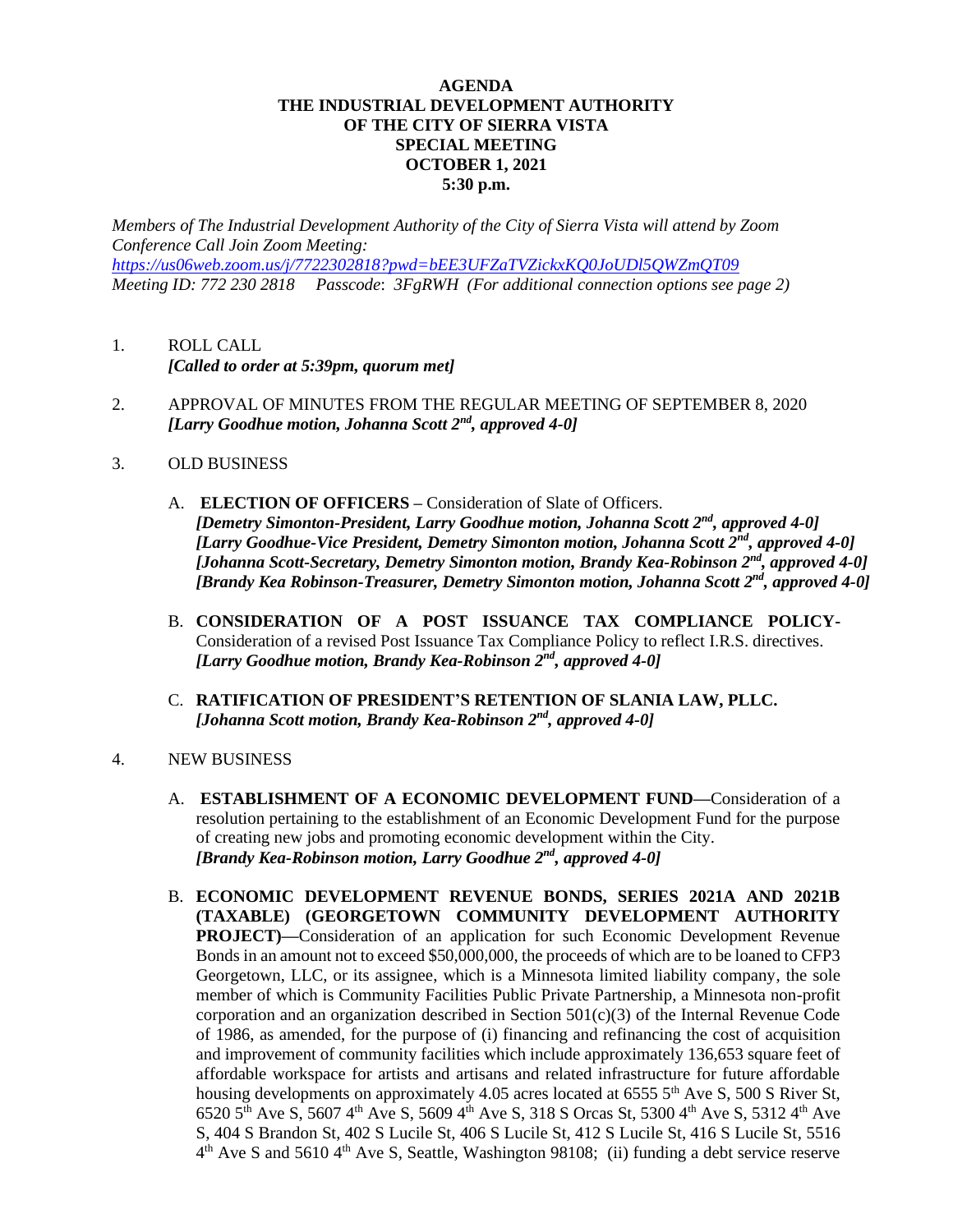**AGENDA**
**THE INDUSTRIAL DEVELOPMENT AUTHORITY**
**OF THE CITY OF SIERRA VISTA**
**SPECIAL MEETING**
**OCTOBER 1, 2021**
**5:30 p.m.**

*Members of The Industrial Development Authority of the City of Sierra Vista will attend by Zoom Conference Call Join Zoom Meeting:*
*https://us06web.zoom.us/j/7722302818?pwd=bEE3UFZaTVZickxKQ0JoUDl5QWZmQT09*
*Meeting ID: 772 230 2818 Passcode: 3FgRWH (For additional connection options see page 2)*

1. ROLL CALL
   ***[Called to order at 5:39pm, quorum met]***

2. APPROVAL OF MINUTES FROM THE REGULAR MEETING OF SEPTEMBER 8, 2020
   ***[Larry Goodhue motion, Johanna Scott 2nd, approved 4-0]***

3. OLD BUSINESS

   A. **ELECTION OF OFFICERS –** Consideration of Slate of Officers.
   ***[Demetry Simonton-President, Larry Goodhue motion, Johanna Scott 2nd, approved 4-0]***
   ***[Larry Goodhue-Vice President, Demetry Simonton motion, Johanna Scott 2nd, approved 4-0]***
   ***[Johanna Scott-Secretary, Demetry Simonton motion, Brandy Kea-Robinson 2nd, approved 4-0]***
   ***[Brandy Kea Robinson-Treasurer, Demetry Simonton motion, Johanna Scott 2nd, approved 4-0]***

   B. **CONSIDERATION OF A POST ISSUANCE TAX COMPLIANCE POLICY-** Consideration of a revised Post Issuance Tax Compliance Policy to reflect I.R.S. directives.
   ***[Larry Goodhue motion, Brandy Kea-Robinson 2nd, approved 4-0]***

   C. **RATIFICATION OF PRESIDENT'S RETENTION OF SLANIA LAW, PLLC.**
   ***[Johanna Scott motion, Brandy Kea-Robinson 2nd, approved 4-0]***

4. NEW BUSINESS

   A. **ESTABLISHMENT OF A ECONOMIC DEVELOPMENT FUND—**Consideration of a resolution pertaining to the establishment of an Economic Development Fund for the purpose of creating new jobs and promoting economic development within the City.
   ***[Brandy Kea-Robinson motion, Larry Goodhue 2nd, approved 4-0]***

   B. **ECONOMIC DEVELOPMENT REVENUE BONDS, SERIES 2021A AND 2021B (TAXABLE) (GEORGETOWN COMMUNITY DEVELOPMENT AUTHORITY PROJECT)—**Consideration of an application for such Economic Development Revenue Bonds in an amount not to exceed $50,000,000, the proceeds of which are to be loaned to CFP3 Georgetown, LLC, or its assignee, which is a Minnesota limited liability company, the sole member of which is Community Facilities Public Private Partnership, a Minnesota non-profit corporation and an organization described in Section 501(c)(3) of the Internal Revenue Code of 1986, as amended, for the purpose of (i) financing and refinancing the cost of acquisition and improvement of community facilities which include approximately 136,653 square feet of affordable workspace for artists and artisans and related infrastructure for future affordable housing developments on approximately 4.05 acres located at 6555 5th Ave S, 500 S River St, 6520 5th Ave S, 5607 4th Ave S, 5609 4th Ave S, 318 S Orcas St, 5300 4th Ave S, 5312 4th Ave S, 404 S Brandon St, 402 S Lucile St, 406 S Lucile St, 412 S Lucile St, 416 S Lucile St, 5516 4th Ave S and 5610 4th Ave S, Seattle, Washington 98108; (ii) funding a debt service reserve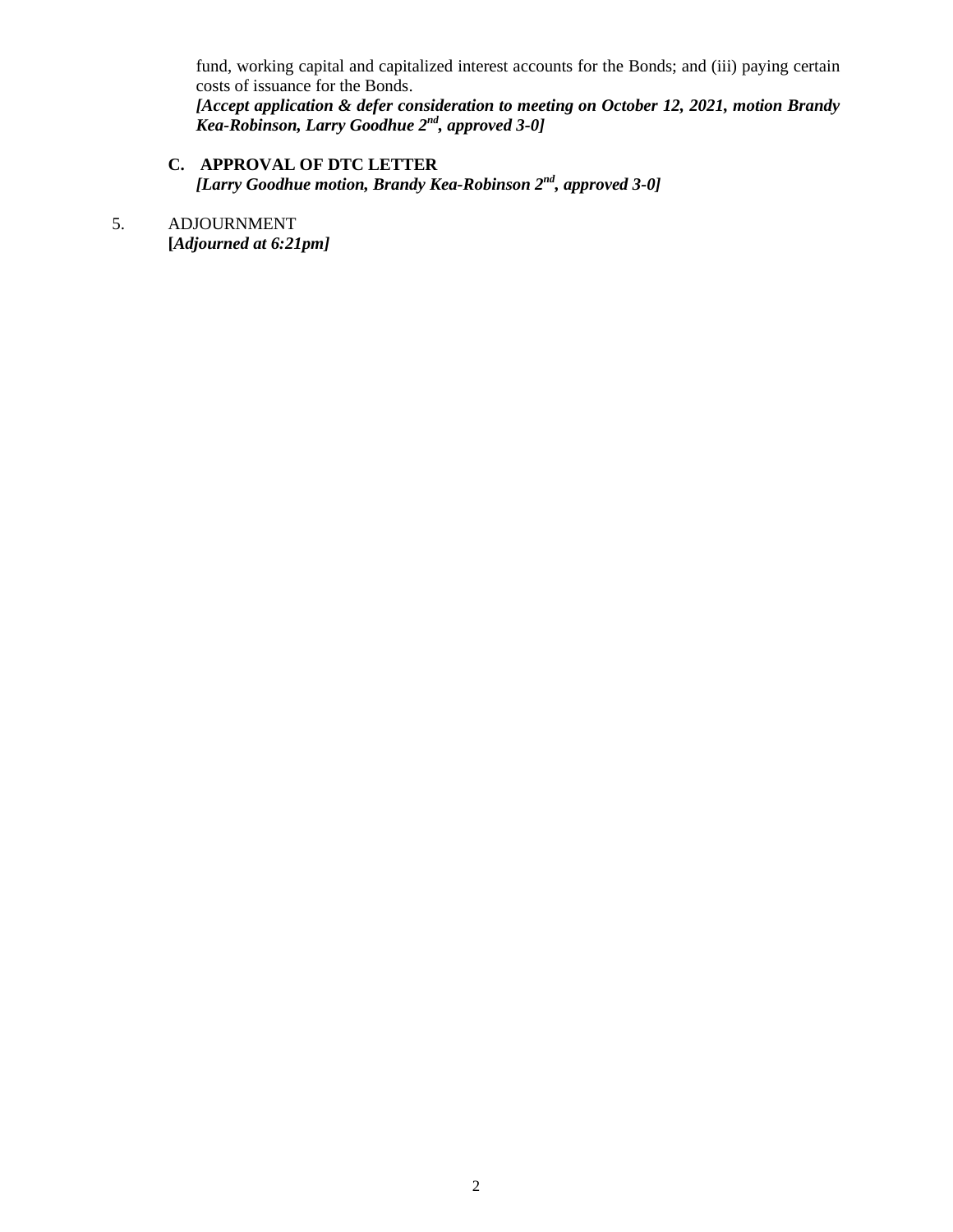fund, working capital and capitalized interest accounts for the Bonds; and (iii) paying certain costs of issuance for the Bonds.

***[Accept application & defer consideration to meeting on October 12, 2021, motion Brandy Kea-Robinson, Larry Goodhue 2nd, approved 3-0]***

**C. APPROVAL OF DTC LETTER**

***[Larry Goodhue motion, Brandy Kea-Robinson 2nd, approved 3-0]***

5. ADJOURNMENT

**[*Adjourned at 6:21pm]***